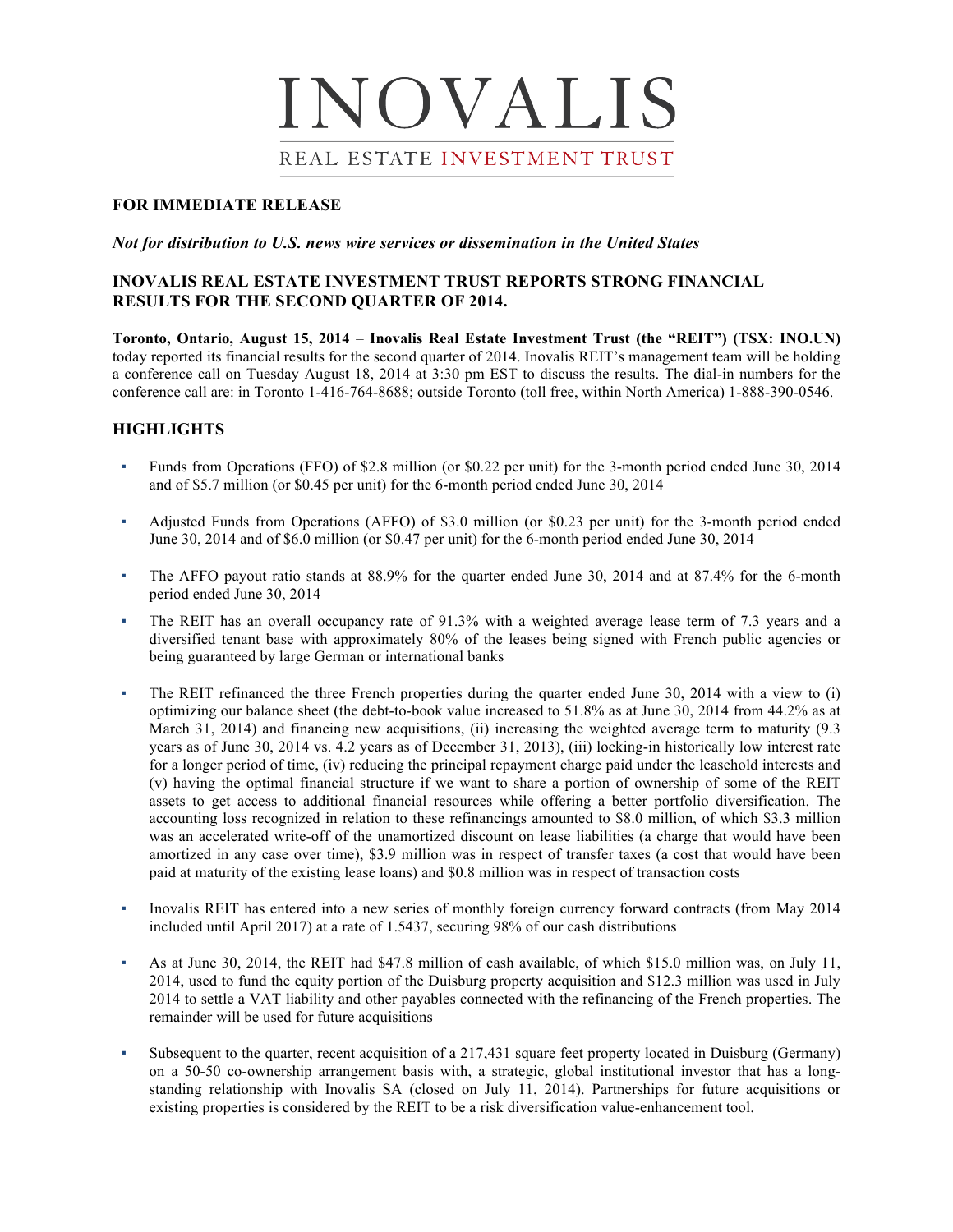# INOVALIS

REAL ESTATE INVESTMENT TRUST

**FOR IMMEDIATE RELEASE**

***Not for distribution to U.S. news wire services or dissemination in the United States***

## INOVALIS REAL ESTATE INVESTMENT TRUST REPORTS STRONG FINANCIAL RESULTS FOR THE SECOND QUARTER OF 2014.

**Toronto, Ontario, August 15, 2014** – **Inovalis Real Estate Investment Trust (the "REIT") (TSX: INO.UN)** today reported its financial results for the second quarter of 2014. Inovalis REIT's management team will be holding a conference call on Tuesday August 18, 2014 at 3:30 pm EST to discuss the results. The dial-in numbers for the conference call are: in Toronto 1-416-764-8688; outside Toronto (toll free, within North America) 1-888-390-0546.

## HIGHLIGHTS

- Funds from Operations (FFO) of $2.8 million (or $0.22 per unit) for the 3-month period ended June 30, 2014 and of $5.7 million (or $0.45 per unit) for the 6-month period ended June 30, 2014
- Adjusted Funds from Operations (AFFO) of $3.0 million (or $0.23 per unit) for the 3-month period ended June 30, 2014 and of $6.0 million (or $0.47 per unit) for the 6-month period ended June 30, 2014
- The AFFO payout ratio stands at 88.9% for the quarter ended June 30, 2014 and at 87.4% for the 6-month period ended June 30, 2014
- The REIT has an overall occupancy rate of 91.3% with a weighted average lease term of 7.3 years and a diversified tenant base with approximately 80% of the leases being signed with French public agencies or being guaranteed by large German or international banks
- The REIT refinanced the three French properties during the quarter ended June 30, 2014 with a view to (i) optimizing our balance sheet (the debt-to-book value increased to 51.8% as at June 30, 2014 from 44.2% as at March 31, 2014) and financing new acquisitions, (ii) increasing the weighted average term to maturity (9.3 years as of June 30, 2014 vs. 4.2 years as of December 31, 2013), (iii) locking-in historically low interest rate for a longer period of time, (iv) reducing the principal repayment charge paid under the leasehold interests and (v) having the optimal financial structure if we want to share a portion of ownership of some of the REIT assets to get access to additional financial resources while offering a better portfolio diversification. The accounting loss recognized in relation to these refinancings amounted to $8.0 million, of which $3.3 million was an accelerated write-off of the unamortized discount on lease liabilities (a charge that would have been amortized in any case over time), $3.9 million was in respect of transfer taxes (a cost that would have been paid at maturity of the existing lease loans) and $0.8 million was in respect of transaction costs
- Inovalis REIT has entered into a new series of monthly foreign currency forward contracts (from May 2014 included until April 2017) at a rate of 1.5437, securing 98% of our cash distributions
- As at June 30, 2014, the REIT had $47.8 million of cash available, of which $15.0 million was, on July 11, 2014, used to fund the equity portion of the Duisburg property acquisition and $12.3 million was used in July 2014 to settle a VAT liability and other payables connected with the refinancing of the French properties. The remainder will be used for future acquisitions
- Subsequent to the quarter, recent acquisition of a 217,431 square feet property located in Duisburg (Germany) on a 50-50 co-ownership arrangement basis with, a strategic, global institutional investor that has a long-standing relationship with Inovalis SA (closed on July 11, 2014). Partnerships for future acquisitions or existing properties is considered by the REIT to be a risk diversification value-enhancement tool.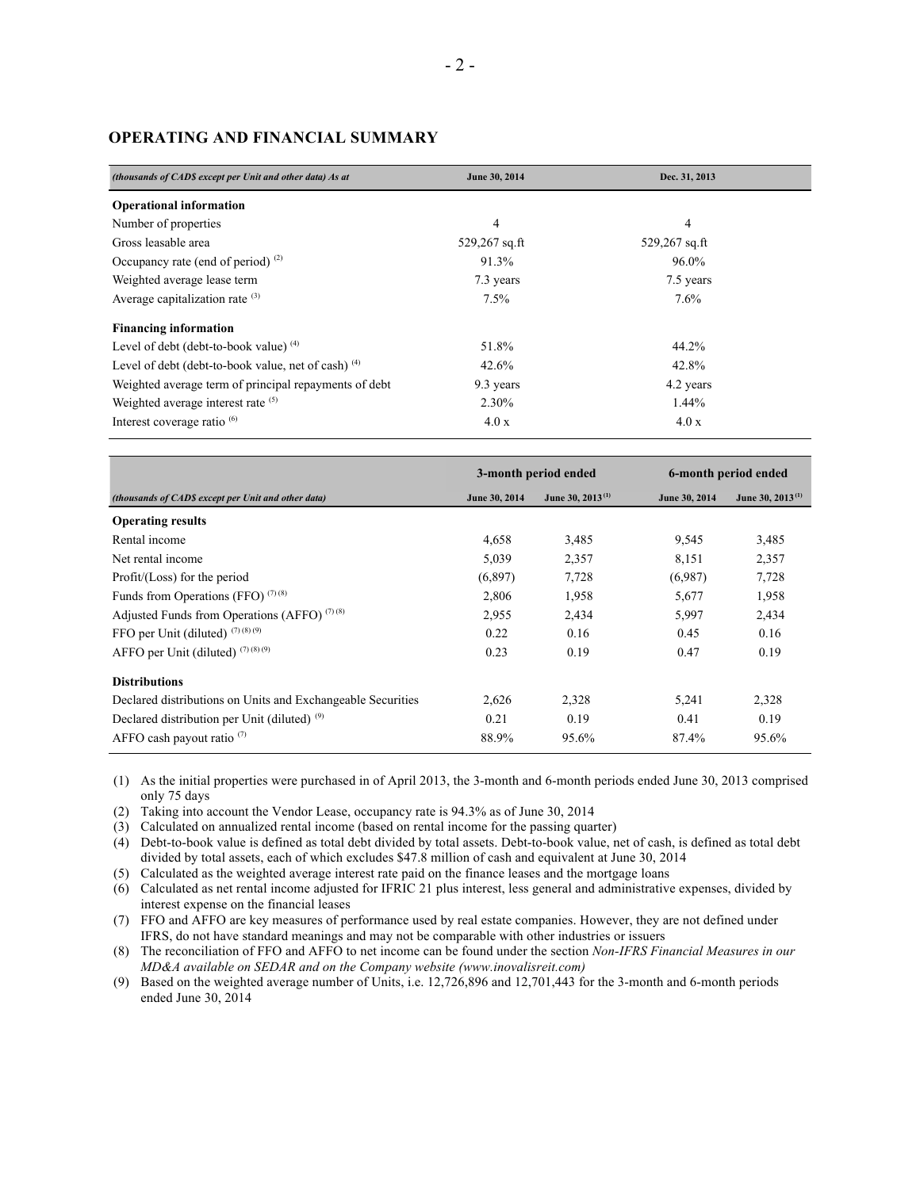## OPERATING AND FINANCIAL SUMMARY

| *(thousands of CAD$ except per Unit and other data) As at* | June 30, 2014 | Dec. 31, 2013 |
|---|---|---|
| **Operational information** | | |
| Number of properties | 4 | 4 |
| Gross leasable area | 529,267 sq.ft | 529,267 sq.ft |
| Occupancy rate (end of period) [(2)] | 91.3% | 96.0% |
| Weighted average lease term | 7.3 years | 7.5 years |
| Average capitalization rate [(3)] | 7.5% | 7.6% |
| **Financing information** | | |
| Level of debt (debt-to-book value) [(4)] | 51.8% | 44.2% |
| Level of debt (debt-to-book value, net of cash) [(4)] | 42.6% | 42.8% |
| Weighted average term of principal repayments of debt | 9.3 years | 4.2 years |
| Weighted average interest rate [(5)] | 2.30% | 1.44% |
| Interest coverage ratio [(6)] | 4.0 x | 4.0 x |

| | 3-month period ended | | 6-month period ended | |
|---|---|---|---|---|
| *(thousands of CAD$ except per Unit and other data)* | June 30, 2014 | June 30, 2013 [(1)] | June 30, 2014 | June 30, 2013 [(1)] |
| **Operating results** | | | | |
| Rental income | 4,658 | 3,485 | 9,545 | 3,485 |
| Net rental income | 5,039 | 2,357 | 8,151 | 2,357 |
| Profit/(Loss) for the period | (6,897) | 7,728 | (6,987) | 7,728 |
| Funds from Operations (FFO) [(7) (8)] | 2,806 | 1,958 | 5,677 | 1,958 |
| Adjusted Funds from Operations (AFFO) [(7) (8)] | 2,955 | 2,434 | 5,997 | 2,434 |
| FFO per Unit (diluted) [(7) (8) (9)] | 0.22 | 0.16 | 0.45 | 0.16 |
| AFFO per Unit (diluted) [(7) (8) (9)] | 0.23 | 0.19 | 0.47 | 0.19 |
| **Distributions** | | | | |
| Declared distributions on Units and Exchangeable Securities | 2,626 | 2,328 | 5,241 | 2,328 |
| Declared distribution per Unit (diluted) [(9)] | 0.21 | 0.19 | 0.41 | 0.19 |
| AFFO cash payout ratio [(7)] | 88.9% | 95.6% | 87.4% | 95.6% |

(1) As the initial properties were purchased in of April 2013, the 3-month and 6-month periods ended June 30, 2013 comprised only 75 days

(2) Taking into account the Vendor Lease, occupancy rate is 94.3% as of June 30, 2014

(3) Calculated on annualized rental income (based on rental income for the passing quarter)

(4) Debt-to-book value is defined as total debt divided by total assets. Debt-to-book value, net of cash, is defined as total debt divided by total assets, each of which excludes $47.8 million of cash and equivalent at June 30, 2014

(5) Calculated as the weighted average interest rate paid on the finance leases and the mortgage loans

(6) Calculated as net rental income adjusted for IFRIC 21 plus interest, less general and administrative expenses, divided by interest expense on the financial leases

(7) FFO and AFFO are key measures of performance used by real estate companies. However, they are not defined under IFRS, do not have standard meanings and may not be comparable with other industries or issuers

(8) The reconciliation of FFO and AFFO to net income can be found under the section *Non-IFRS Financial Measures in our MD&A available on SEDAR and on the Company website (www.inovalisreit.com)*

(9) Based on the weighted average number of Units, i.e. 12,726,896 and 12,701,443 for the 3-month and 6-month periods ended June 30, 2014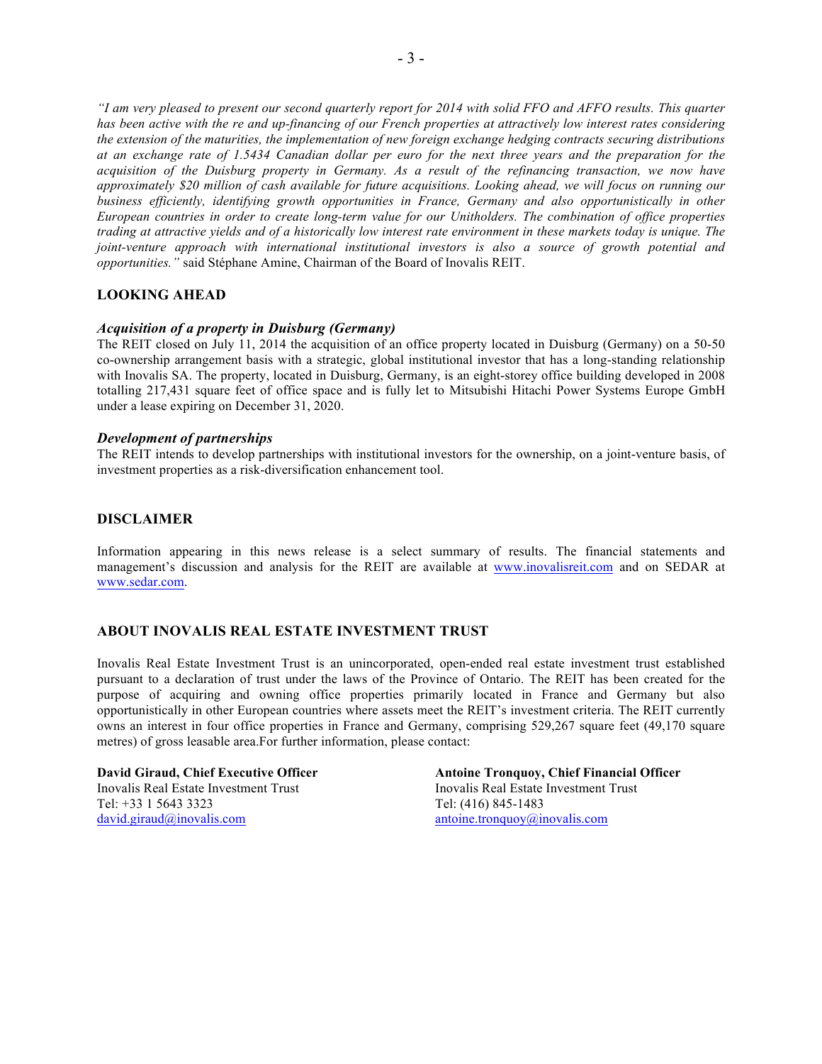*"I am very pleased to present our second quarterly report for 2014 with solid FFO and AFFO results. This quarter has been active with the re and up-financing of our French properties at attractively low interest rates considering the extension of the maturities, the implementation of new foreign exchange hedging contracts securing distributions at an exchange rate of 1.5434 Canadian dollar per euro for the next three years and the preparation for the acquisition of the Duisburg property in Germany. As a result of the refinancing transaction, we now have approximately $20 million of cash available for future acquisitions. Looking ahead, we will focus on running our business efficiently, identifying growth opportunities in France, Germany and also opportunistically in other European countries in order to create long-term value for our Unitholders. The combination of office properties trading at attractive yields and of a historically low interest rate environment in these markets today is unique. The joint-venture approach with international institutional investors is also a source of growth potential and opportunities."* said Stéphane Amine, Chairman of the Board of Inovalis REIT.

## LOOKING AHEAD

### *Acquisition of a property in Duisburg (Germany)*

The REIT closed on July 11, 2014 the acquisition of an office property located in Duisburg (Germany) on a 50-50 co-ownership arrangement basis with a strategic, global institutional investor that has a long-standing relationship with Inovalis SA. The property, located in Duisburg, Germany, is an eight-storey office building developed in 2008 totalling 217,431 square feet of office space and is fully let to Mitsubishi Hitachi Power Systems Europe GmbH under a lease expiring on December 31, 2020.

### *Development of partnerships*

The REIT intends to develop partnerships with institutional investors for the ownership, on a joint-venture basis, of investment properties as a risk-diversification enhancement tool.

## DISCLAIMER

Information appearing in this news release is a select summary of results. The financial statements and management's discussion and analysis for the REIT are available at www.inovalisreit.com and on SEDAR at www.sedar.com.

## ABOUT INOVALIS REAL ESTATE INVESTMENT TRUST

Inovalis Real Estate Investment Trust is an unincorporated, open-ended real estate investment trust established pursuant to a declaration of trust under the laws of the Province of Ontario. The REIT has been created for the purpose of acquiring and owning office properties primarily located in France and Germany but also opportunistically in other European countries where assets meet the REIT's investment criteria. The REIT currently owns an interest in four office properties in France and Germany, comprising 529,267 square feet (49,170 square metres) of gross leasable area.For further information, please contact:

**David Giraud, Chief Executive Officer**
Inovalis Real Estate Investment Trust
Tel: +33 1 5643 3323
david.giraud@inovalis.com

**Antoine Tronquoy, Chief Financial Officer**
Inovalis Real Estate Investment Trust
Tel: (416) 845-1483
antoine.tronquoy@inovalis.com